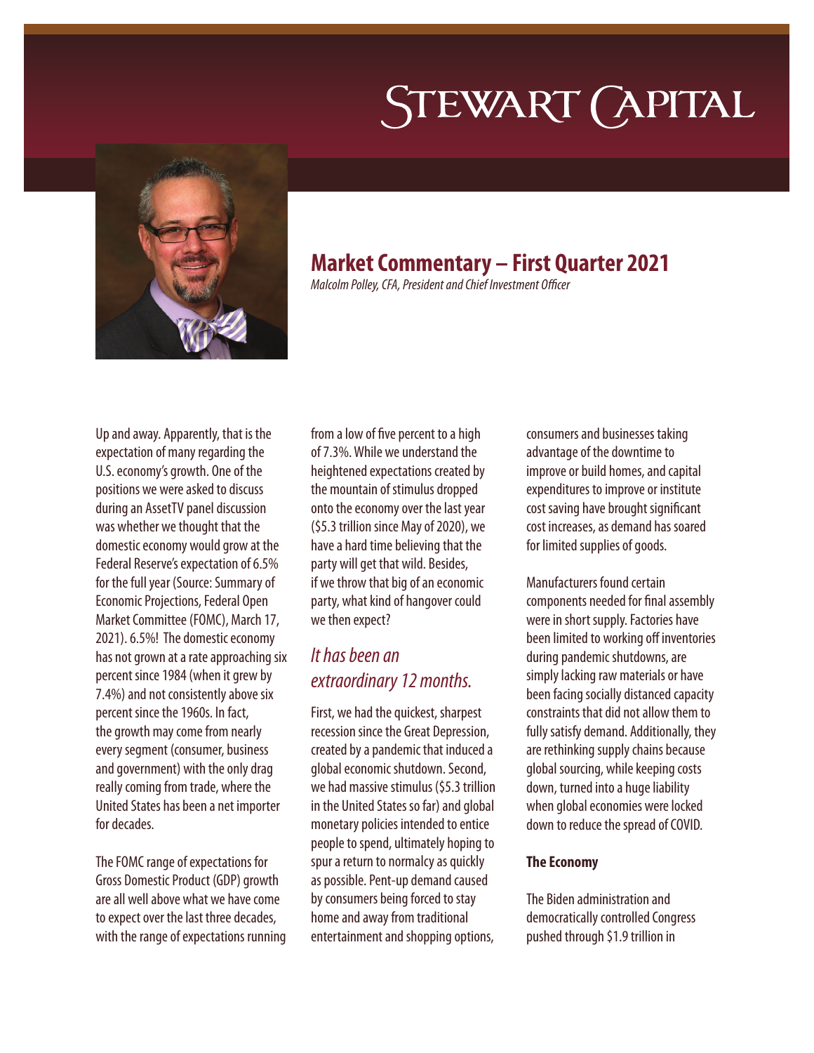# Stewart Capital

## Market Commentary – First Quarter 2021

*Malcolm Polley, CFA, President and Chief Investment Officer*

Up and away. Apparently, that is the expectation of many regarding the U.S. economy's growth. One of the positions we were asked to discuss during an AssetTV panel discussion was whether we thought that the domestic economy would grow at the Federal Reserve's expectation of 6.5% for the full year (Source: Summary of Economic Projections, Federal Open Market Committee (FOMC), March 17, 2021). 6.5%! The domestic economy has not grown at a rate approaching six percent since 1984 (when it grew by 7.4%) and not consistently above six percent since the 1960s. In fact, the growth may come from nearly every segment (consumer, business and government) with the only drag really coming from trade, where the United States has been a net importer for decades.

The FOMC range of expectations for Gross Domestic Product (GDP) growth are all well above what we have come to expect over the last three decades, with the range of expectations running from a low of five percent to a high of 7.3%. While we understand the heightened expectations created by the mountain of stimulus dropped onto the economy over the last year ($5.3 trillion since May of 2020), we have a hard time believing that the party will get that wild. Besides, if we throw that big of an economic party, what kind of hangover could we then expect?

### *It has been an extraordinary 12 months.*

First, we had the quickest, sharpest recession since the Great Depression, created by a pandemic that induced a global economic shutdown. Second, we had massive stimulus ($5.3 trillion in the United States so far) and global monetary policies intended to entice people to spend, ultimately hoping to spur a return to normalcy as quickly as possible. Pent-up demand caused by consumers being forced to stay home and away from traditional entertainment and shopping options, consumers and businesses taking advantage of the downtime to improve or build homes, and capital expenditures to improve or institute cost saving have brought significant cost increases, as demand has soared for limited supplies of goods.

Manufacturers found certain components needed for final assembly were in short supply. Factories have been limited to working off inventories during pandemic shutdowns, are simply lacking raw materials or have been facing socially distanced capacity constraints that did not allow them to fully satisfy demand. Additionally, they are rethinking supply chains because global sourcing, while keeping costs down, turned into a huge liability when global economies were locked down to reduce the spread of COVID.

**The Economy**

The Biden administration and democratically controlled Congress pushed through $1.9 trillion in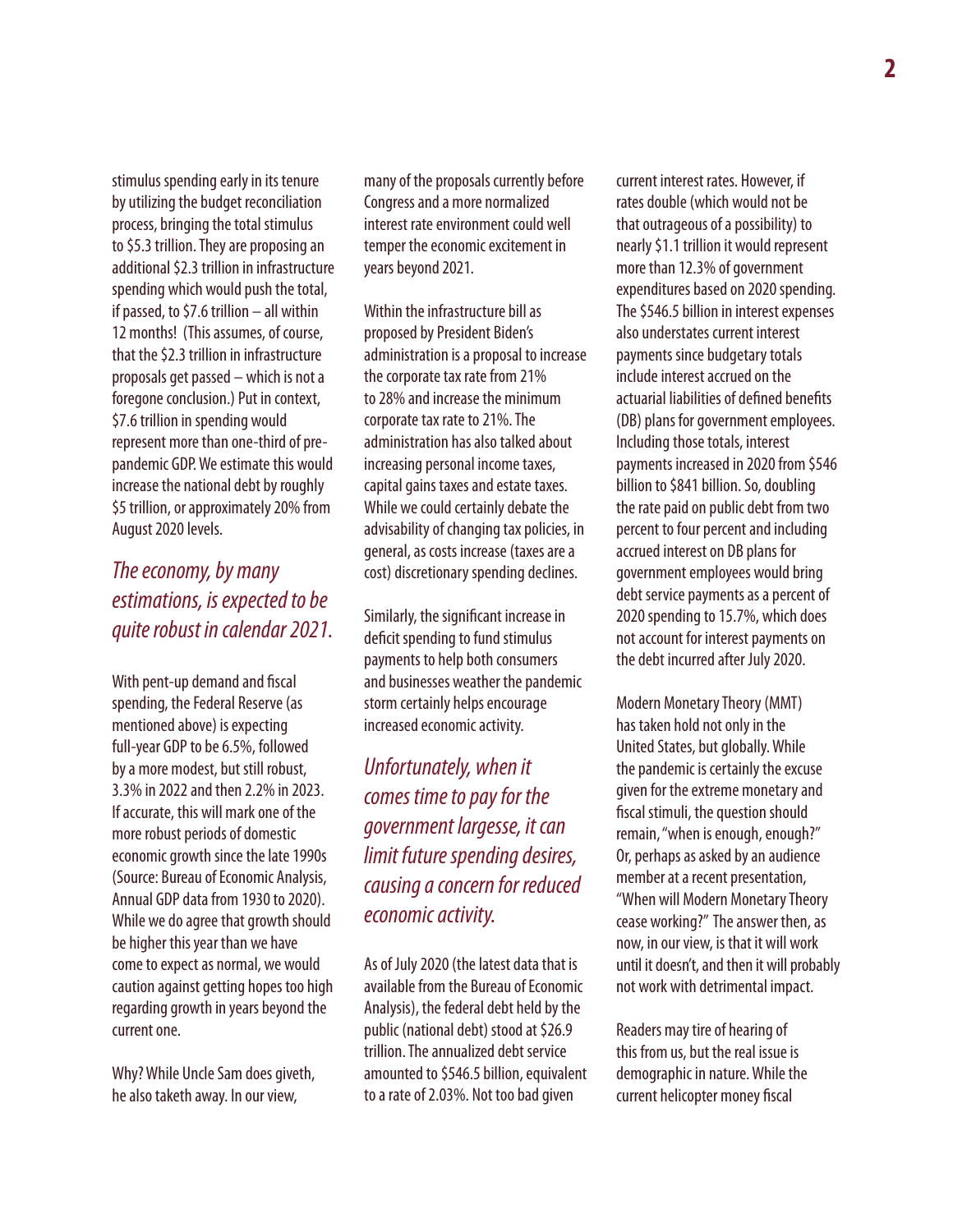stimulus spending early in its tenure by utilizing the budget reconciliation process, bringing the total stimulus to $5.3 trillion. They are proposing an additional $2.3 trillion in infrastructure spending which would push the total, if passed, to $7.6 trillion – all within 12 months! (This assumes, of course, that the $2.3 trillion in infrastructure proposals get passed – which is not a foregone conclusion.) Put in context, $7.6 trillion in spending would represent more than one-third of pre-pandemic GDP. We estimate this would increase the national debt by roughly $5 trillion, or approximately 20% from August 2020 levels.

*The economy, by many estimations, is expected to be quite robust in calendar 2021.*

With pent-up demand and fiscal spending, the Federal Reserve (as mentioned above) is expecting full-year GDP to be 6.5%, followed by a more modest, but still robust, 3.3% in 2022 and then 2.2% in 2023. If accurate, this will mark one of the more robust periods of domestic economic growth since the late 1990s (Source: Bureau of Economic Analysis, Annual GDP data from 1930 to 2020). While we do agree that growth should be higher this year than we have come to expect as normal, we would caution against getting hopes too high regarding growth in years beyond the current one.

Why? While Uncle Sam does giveth, he also taketh away. In our view, many of the proposals currently before Congress and a more normalized interest rate environment could well temper the economic excitement in years beyond 2021.

Within the infrastructure bill as proposed by President Biden's administration is a proposal to increase the corporate tax rate from 21% to 28% and increase the minimum corporate tax rate to 21%. The administration has also talked about increasing personal income taxes, capital gains taxes and estate taxes. While we could certainly debate the advisability of changing tax policies, in general, as costs increase (taxes are a cost) discretionary spending declines.

Similarly, the significant increase in deficit spending to fund stimulus payments to help both consumers and businesses weather the pandemic storm certainly helps encourage increased economic activity.

*Unfortunately, when it comes time to pay for the government largesse, it can limit future spending desires, causing a concern for reduced economic activity.*

As of July 2020 (the latest data that is available from the Bureau of Economic Analysis), the federal debt held by the public (national debt) stood at $26.9 trillion. The annualized debt service amounted to $546.5 billion, equivalent to a rate of 2.03%. Not too bad given current interest rates. However, if rates double (which would not be that outrageous of a possibility) to nearly $1.1 trillion it would represent more than 12.3% of government expenditures based on 2020 spending. The $546.5 billion in interest expenses also understates current interest payments since budgetary totals include interest accrued on the actuarial liabilities of defined benefits (DB) plans for government employees. Including those totals, interest payments increased in 2020 from $546 billion to $841 billion. So, doubling the rate paid on public debt from two percent to four percent and including accrued interest on DB plans for government employees would bring debt service payments as a percent of 2020 spending to 15.7%, which does not account for interest payments on the debt incurred after July 2020.

Modern Monetary Theory (MMT) has taken hold not only in the United States, but globally. While the pandemic is certainly the excuse given for the extreme monetary and fiscal stimuli, the question should remain, "when is enough, enough?" Or, perhaps as asked by an audience member at a recent presentation, "When will Modern Monetary Theory cease working?" The answer then, as now, in our view, is that it will work until it doesn't, and then it will probably not work with detrimental impact.

Readers may tire of hearing of this from us, but the real issue is demographic in nature. While the current helicopter money fiscal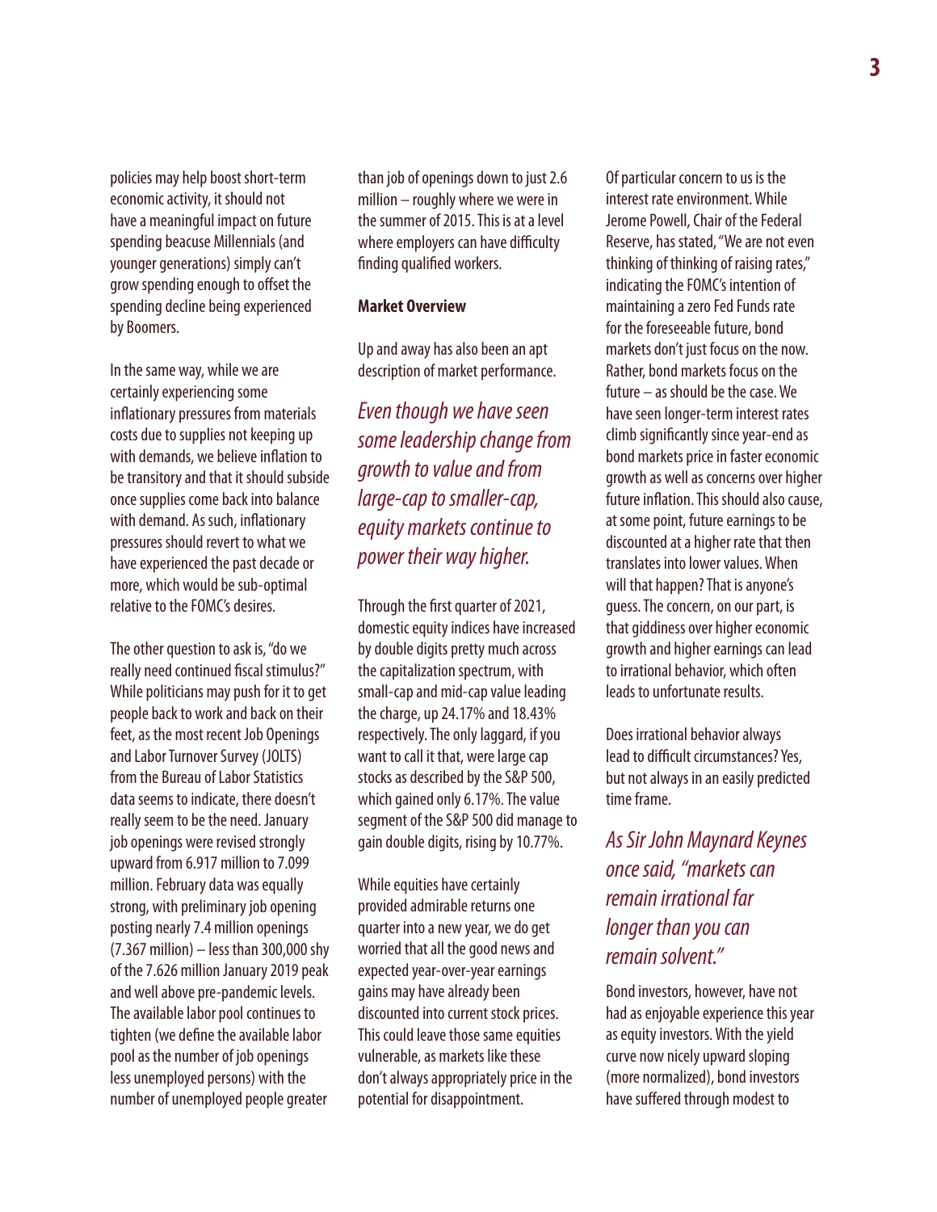policies may help boost short-term economic activity, it should not have a meaningful impact on future spending beacuse Millennials (and younger generations) simply can't grow spending enough to offset the spending decline being experienced by Boomers.

In the same way, while we are certainly experiencing some inflationary pressures from materials costs due to supplies not keeping up with demands, we believe inflation to be transitory and that it should subside once supplies come back into balance with demand. As such, inflationary pressures should revert to what we have experienced the past decade or more, which would be sub-optimal relative to the FOMC's desires.

The other question to ask is, "do we really need continued fiscal stimulus?" While politicians may push for it to get people back to work and back on their feet, as the most recent Job Openings and Labor Turnover Survey (JOLTS) from the Bureau of Labor Statistics data seems to indicate, there doesn't really seem to be the need. January job openings were revised strongly upward from 6.917 million to 7.099 million. February data was equally strong, with preliminary job opening posting nearly 7.4 million openings (7.367 million) – less than 300,000 shy of the 7.626 million January 2019 peak and well above pre-pandemic levels. The available labor pool continues to tighten (we define the available labor pool as the number of job openings less unemployed persons) with the number of unemployed people greater than job of openings down to just 2.6 million – roughly where we were in the summer of 2015. This is at a level where employers can have difficulty finding qualified workers.

**Market Overview**

Up and away has also been an apt description of market performance.

*Even though we have seen some leadership change from growth to value and from large-cap to smaller-cap, equity markets continue to power their way higher.*

Through the first quarter of 2021, domestic equity indices have increased by double digits pretty much across the capitalization spectrum, with small-cap and mid-cap value leading the charge, up 24.17% and 18.43% respectively. The only laggard, if you want to call it that, were large cap stocks as described by the S&P 500, which gained only 6.17%. The value segment of the S&P 500 did manage to gain double digits, rising by 10.77%.

While equities have certainly provided admirable returns one quarter into a new year, we do get worried that all the good news and expected year-over-year earnings gains may have already been discounted into current stock prices. This could leave those same equities vulnerable, as markets like these don't always appropriately price in the potential for disappointment.

Of particular concern to us is the interest rate environment. While Jerome Powell, Chair of the Federal Reserve, has stated, "We are not even thinking of thinking of raising rates," indicating the FOMC's intention of maintaining a zero Fed Funds rate for the foreseeable future, bond markets don't just focus on the now. Rather, bond markets focus on the future – as should be the case. We have seen longer-term interest rates climb significantly since year-end as bond markets price in faster economic growth as well as concerns over higher future inflation. This should also cause, at some point, future earnings to be discounted at a higher rate that then translates into lower values. When will that happen? That is anyone's guess. The concern, on our part, is that giddiness over higher economic growth and higher earnings can lead to irrational behavior, which often leads to unfortunate results.

Does irrational behavior always lead to difficult circumstances? Yes, but not always in an easily predicted time frame.

*As Sir John Maynard Keynes once said, "markets can remain irrational far longer than you can remain solvent."*

Bond investors, however, have not had as enjoyable experience this year as equity investors. With the yield curve now nicely upward sloping (more normalized), bond investors have suffered through modest to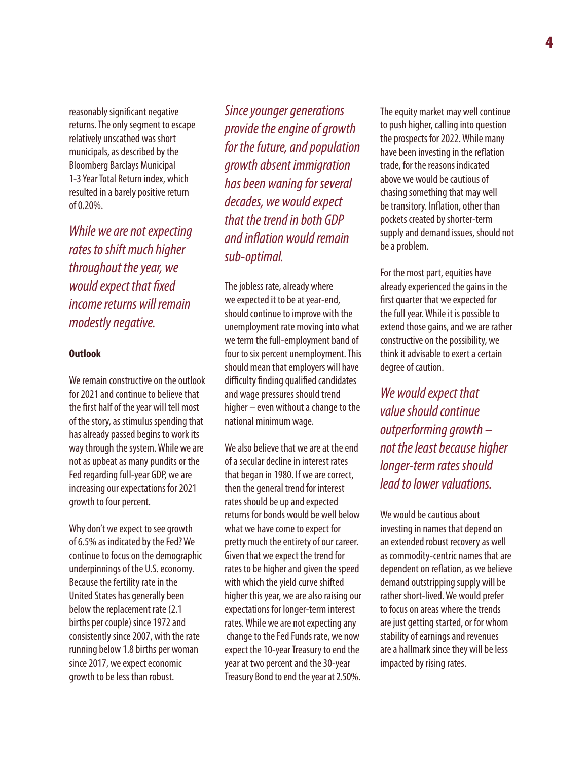reasonably significant negative returns. The only segment to escape relatively unscathed was short municipals, as described by the Bloomberg Barclays Municipal 1-3 Year Total Return index, which resulted in a barely positive return of 0.20%.

*While we are not expecting rates to shift much higher throughout the year, we would expect that fixed income returns will remain modestly negative.*

**Outlook**

We remain constructive on the outlook for 2021 and continue to believe that the first half of the year will tell most of the story, as stimulus spending that has already passed begins to work its way through the system. While we are not as upbeat as many pundits or the Fed regarding full-year GDP, we are increasing our expectations for 2021 growth to four percent.

Why don't we expect to see growth of 6.5% as indicated by the Fed? We continue to focus on the demographic underpinnings of the U.S. economy. Because the fertility rate in the United States has generally been below the replacement rate (2.1 births per couple) since 1972 and consistently since 2007, with the rate running below 1.8 births per woman since 2017, we expect economic growth to be less than robust.

*Since younger generations provide the engine of growth for the future, and population growth absent immigration has been waning for several decades, we would expect that the trend in both GDP and inflation would remain sub-optimal.*

The jobless rate, already where we expected it to be at year-end, should continue to improve with the unemployment rate moving into what we term the full-employment band of four to six percent unemployment. This should mean that employers will have difficulty finding qualified candidates and wage pressures should trend higher – even without a change to the national minimum wage.

We also believe that we are at the end of a secular decline in interest rates that began in 1980. If we are correct, then the general trend for interest rates should be up and expected returns for bonds would be well below what we have come to expect for pretty much the entirety of our career. Given that we expect the trend for rates to be higher and given the speed with which the yield curve shifted higher this year, we are also raising our expectations for longer-term interest rates. While we are not expecting any change to the Fed Funds rate, we now expect the 10-year Treasury to end the year at two percent and the 30-year Treasury Bond to end the year at 2.50%.

The equity market may well continue to push higher, calling into question the prospects for 2022. While many have been investing in the reflation trade, for the reasons indicated above we would be cautious of chasing something that may well be transitory. Inflation, other than pockets created by shorter-term supply and demand issues, should not be a problem.

For the most part, equities have already experienced the gains in the first quarter that we expected for the full year. While it is possible to extend those gains, and we are rather constructive on the possibility, we think it advisable to exert a certain degree of caution.

*We would expect that value should continue outperforming growth – not the least because higher longer-term rates should lead to lower valuations.*

We would be cautious about investing in names that depend on an extended robust recovery as well as commodity-centric names that are dependent on reflation, as we believe demand outstripping supply will be rather short-lived. We would prefer to focus on areas where the trends are just getting started, or for whom stability of earnings and revenues are a hallmark since they will be less impacted by rising rates.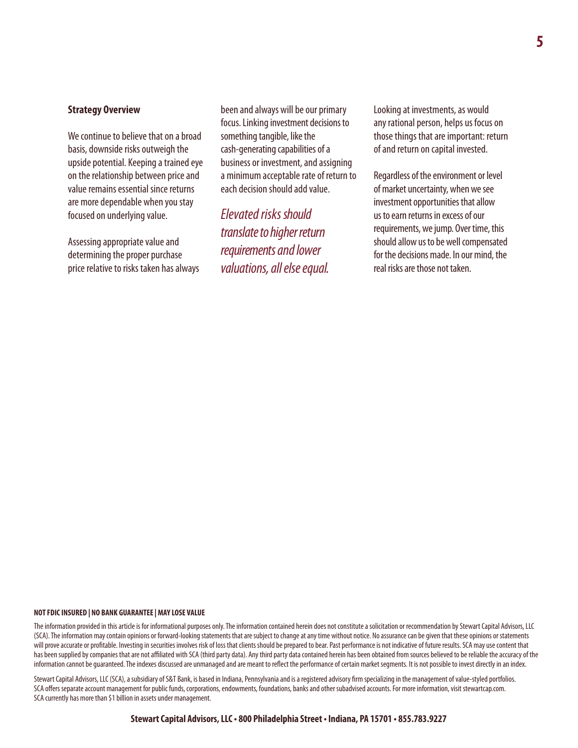### Strategy Overview

We continue to believe that on a broad basis, downside risks outweigh the upside potential. Keeping a trained eye on the relationship between price and value remains essential since returns are more dependable when you stay focused on underlying value.

Assessing appropriate value and determining the proper purchase price relative to risks taken has always been and always will be our primary focus. Linking investment decisions to something tangible, like the cash-generating capabilities of a business or investment, and assigning a minimum acceptable rate of return to each decision should add value.

*Elevated risks should translate to higher return requirements and lower valuations, all else equal.*

Looking at investments, as would any rational person, helps us focus on those things that are important: return of and return on capital invested.

Regardless of the environment or level of market uncertainty, when we see investment opportunities that allow us to earn returns in excess of our requirements, we jump. Over time, this should allow us to be well compensated for the decisions made. In our mind, the real risks are those not taken.

**NOT FDIC INSURED | NO BANK GUARANTEE | MAY LOSE VALUE**

The information provided in this article is for informational purposes only. The information contained herein does not constitute a solicitation or recommendation by Stewart Capital Advisors, LLC (SCA). The information may contain opinions or forward-looking statements that are subject to change at any time without notice. No assurance can be given that these opinions or statements will prove accurate or profitable. Investing in securities involves risk of loss that clients should be prepared to bear. Past performance is not indicative of future results. SCA may use content that has been supplied by companies that are not affiliated with SCA (third party data). Any third party data contained herein has been obtained from sources believed to be reliable the accuracy of the information cannot be guaranteed. The indexes discussed are unmanaged and are meant to reflect the performance of certain market segments. It is not possible to invest directly in an index.

Stewart Capital Advisors, LLC (SCA), a subsidiary of S&T Bank, is based in Indiana, Pennsylvania and is a registered advisory firm specializing in the management of value-styled portfolios. SCA offers separate account management for public funds, corporations, endowments, foundations, banks and other subadvised accounts. For more information, visit stewartcap.com. SCA currently has more than $1 billion in assets under management.

**Stewart Capital Advisors, LLC • 800 Philadelphia Street • Indiana, PA 15701 • 855.783.9227**